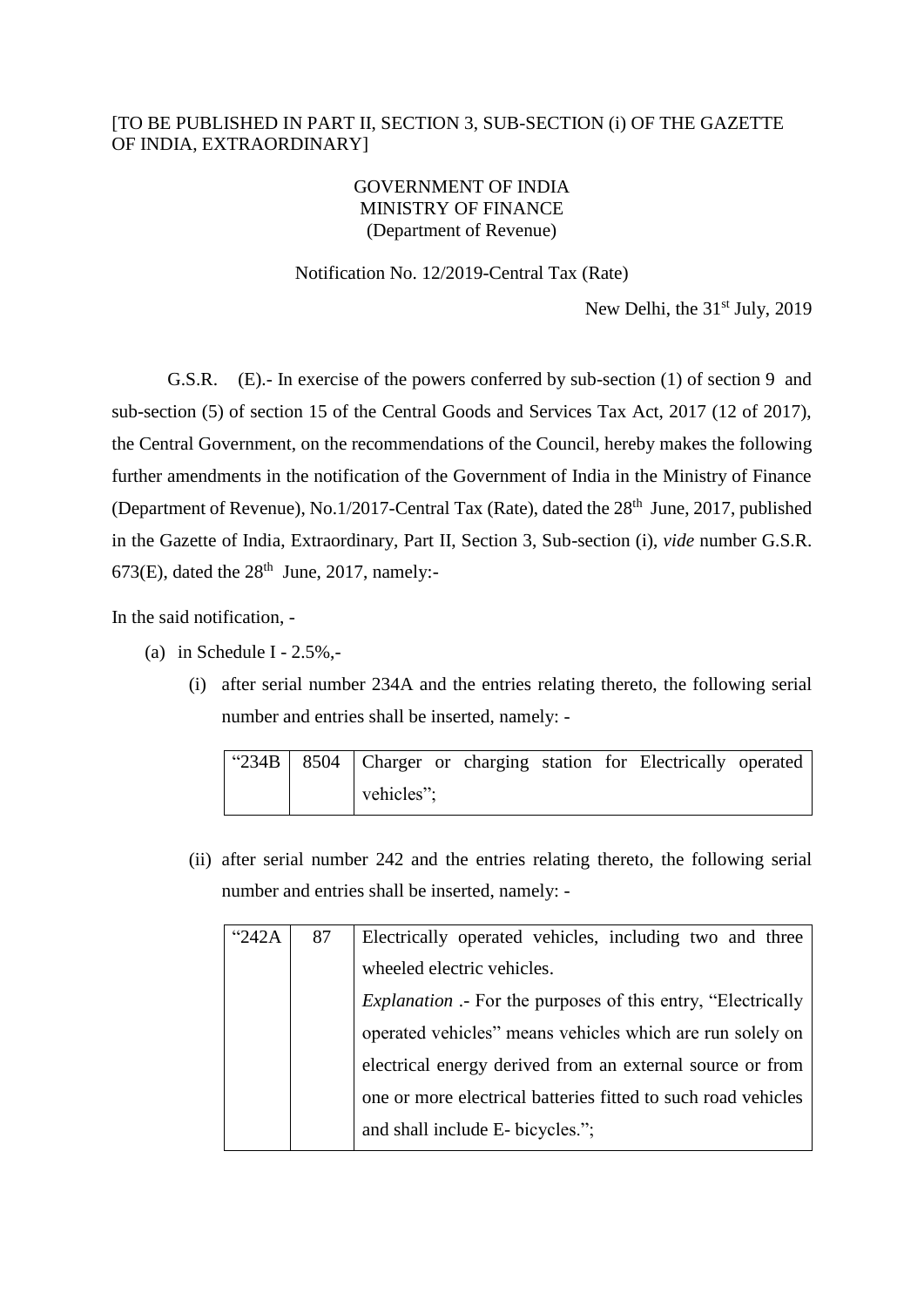[TO BE PUBLISHED IN PART II, SECTION 3, SUB-SECTION (i) OF THE GAZETTE OF INDIA, EXTRAORDINARY]

GOVERNMENT OF INDIA
MINISTRY OF FINANCE
(Department of Revenue)

Notification No. 12/2019-Central Tax (Rate)

New Delhi, the 31st July, 2019

G.S.R. (E).- In exercise of the powers conferred by sub-section (1) of section 9 and sub-section (5) of section 15 of the Central Goods and Services Tax Act, 2017 (12 of 2017), the Central Government, on the recommendations of the Council, hereby makes the following further amendments in the notification of the Government of India in the Ministry of Finance (Department of Revenue), No.1/2017-Central Tax (Rate), dated the 28th June, 2017, published in the Gazette of India, Extraordinary, Part II, Section 3, Sub-section (i), *vide* number G.S.R. 673(E), dated the 28th June, 2017, namely:-

In the said notification, -

(a) in Schedule I - 2.5%,-

(i) after serial number 234A and the entries relating thereto, the following serial number and entries shall be inserted, namely: -

| "234B | 8504 | Charger or charging station for Electrically operated vehicles"; |
|---|---|---|

(ii) after serial number 242 and the entries relating thereto, the following serial number and entries shall be inserted, namely: -

| "242A | 87 | Electrically operated vehicles, including two and three wheeled electric vehicles. *Explanation* .- For the purposes of this entry, "Electrically operated vehicles" means vehicles which are run solely on electrical energy derived from an external source or from one or more electrical batteries fitted to such road vehicles and shall include E- bicycles."; |
|---|---|---|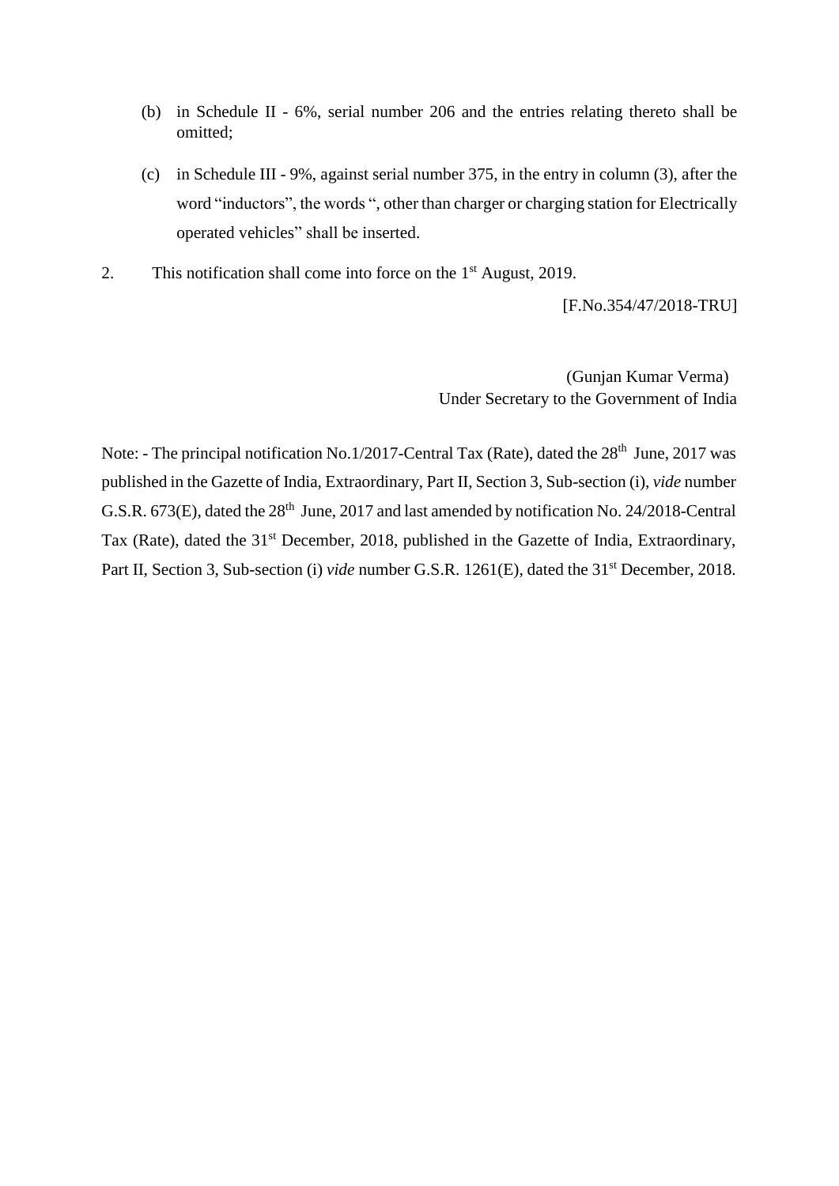(b) in Schedule II - 6%, serial number 206 and the entries relating thereto shall be omitted;

(c) in Schedule III - 9%, against serial number 375, in the entry in column (3), after the word "inductors", the words ", other than charger or charging station for Electrically operated vehicles" shall be inserted.

2. This notification shall come into force on the 1st August, 2019.

[F.No.354/47/2018-TRU]

(Gunjan Kumar Verma)
Under Secretary to the Government of India

Note: - The principal notification No.1/2017-Central Tax (Rate), dated the 28th June, 2017 was published in the Gazette of India, Extraordinary, Part II, Section 3, Sub-section (i), *vide* number G.S.R. 673(E), dated the 28th June, 2017 and last amended by notification No. 24/2018-Central Tax (Rate), dated the 31st December, 2018, published in the Gazette of India, Extraordinary, Part II, Section 3, Sub-section (i) *vide* number G.S.R. 1261(E), dated the 31st December, 2018.